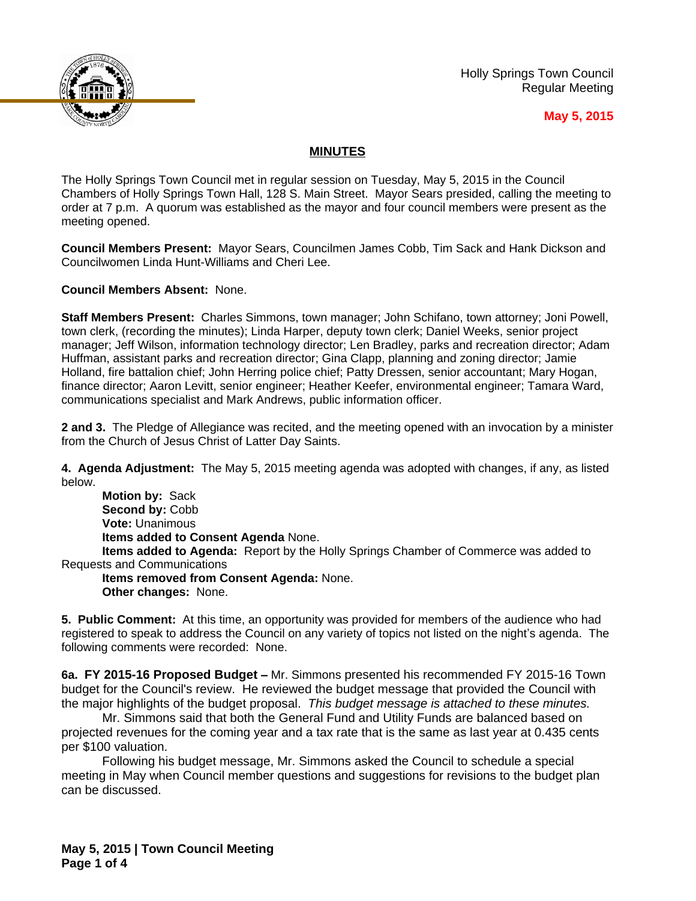Holly Springs Town Council
Regular Meeting

**May 5, 2015**

## MINUTES

The Holly Springs Town Council met in regular session on Tuesday, May 5, 2015 in the Council Chambers of Holly Springs Town Hall, 128 S. Main Street. Mayor Sears presided, calling the meeting to order at 7 p.m. A quorum was established as the mayor and four council members were present as the meeting opened.

**Council Members Present:** Mayor Sears, Councilmen James Cobb, Tim Sack and Hank Dickson and Councilwomen Linda Hunt-Williams and Cheri Lee.

**Council Members Absent:** None.

**Staff Members Present:** Charles Simmons, town manager; John Schifano, town attorney; Joni Powell, town clerk, (recording the minutes); Linda Harper, deputy town clerk; Daniel Weeks, senior project manager; Jeff Wilson, information technology director; Len Bradley, parks and recreation director; Adam Huffman, assistant parks and recreation director; Gina Clapp, planning and zoning director; Jamie Holland, fire battalion chief; John Herring police chief; Patty Dressen, senior accountant; Mary Hogan, finance director; Aaron Levitt, senior engineer; Heather Keefer, environmental engineer; Tamara Ward, communications specialist and Mark Andrews, public information officer.

**2 and 3.** The Pledge of Allegiance was recited, and the meeting opened with an invocation by a minister from the Church of Jesus Christ of Latter Day Saints.

**4. Agenda Adjustment:** The May 5, 2015 meeting agenda was adopted with changes, if any, as listed below.

**Motion by:** Sack
**Second by:** Cobb
**Vote:** Unanimous
**Items added to Consent Agenda** None.
**Items added to Agenda:** Report by the Holly Springs Chamber of Commerce was added to Requests and Communications
**Items removed from Consent Agenda:** None.
**Other changes:** None.

**5. Public Comment:** At this time, an opportunity was provided for members of the audience who had registered to speak to address the Council on any variety of topics not listed on the night's agenda. The following comments were recorded: None.

**6a. FY 2015-16 Proposed Budget –** Mr. Simmons presented his recommended FY 2015-16 Town budget for the Council's review. He reviewed the budget message that provided the Council with the major highlights of the budget proposal. *This budget message is attached to these minutes.*

Mr. Simmons said that both the General Fund and Utility Funds are balanced based on projected revenues for the coming year and a tax rate that is the same as last year at 0.435 cents per $100 valuation.

Following his budget message, Mr. Simmons asked the Council to schedule a special meeting in May when Council member questions and suggestions for revisions to the budget plan can be discussed.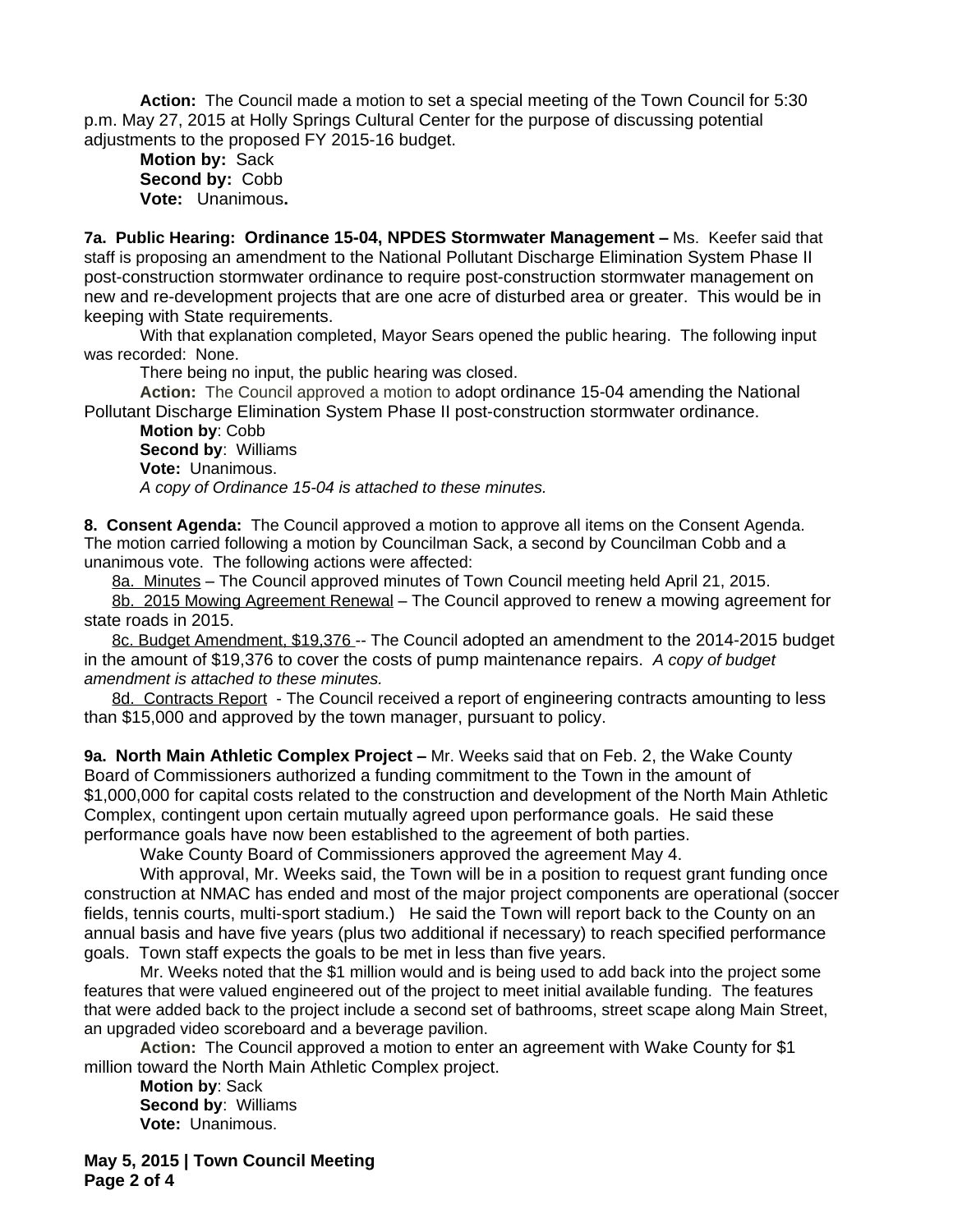**Action:** The Council made a motion to set a special meeting of the Town Council for 5:30 p.m. May 27, 2015 at Holly Springs Cultural Center for the purpose of discussing potential adjustments to the proposed FY 2015-16 budget.

**Motion by:** Sack
**Second by:** Cobb
**Vote:** Unanimous**.**

**7a. Public Hearing: Ordinance 15-04, NPDES Stormwater Management –** Ms. Keefer said that staff is proposing an amendment to the National Pollutant Discharge Elimination System Phase II post-construction stormwater ordinance to require post-construction stormwater management on new and re-development projects that are one acre of disturbed area or greater. This would be in keeping with State requirements.

With that explanation completed, Mayor Sears opened the public hearing. The following input was recorded: None.

There being no input, the public hearing was closed.

**Action:** The Council approved a motion to adopt ordinance 15-04 amending the National Pollutant Discharge Elimination System Phase II post-construction stormwater ordinance.

**Motion by**: Cobb
**Second by**: Williams
**Vote:** Unanimous.
*A copy of Ordinance 15-04 is attached to these minutes.*

**8. Consent Agenda:** The Council approved a motion to approve all items on the Consent Agenda. The motion carried following a motion by Councilman Sack, a second by Councilman Cobb and a unanimous vote. The following actions were affected:

8a. Minutes – The Council approved minutes of Town Council meeting held April 21, 2015.

8b. 2015 Mowing Agreement Renewal – The Council approved to renew a mowing agreement for state roads in 2015.

8c. Budget Amendment, $19,376 -- The Council adopted an amendment to the 2014-2015 budget in the amount of $19,376 to cover the costs of pump maintenance repairs. *A copy of budget amendment is attached to these minutes.*

8d. Contracts Report - The Council received a report of engineering contracts amounting to less than $15,000 and approved by the town manager, pursuant to policy.

**9a. North Main Athletic Complex Project –** Mr. Weeks said that on Feb. 2, the Wake County Board of Commissioners authorized a funding commitment to the Town in the amount of $1,000,000 for capital costs related to the construction and development of the North Main Athletic Complex, contingent upon certain mutually agreed upon performance goals. He said these performance goals have now been established to the agreement of both parties.

Wake County Board of Commissioners approved the agreement May 4.

With approval, Mr. Weeks said, the Town will be in a position to request grant funding once construction at NMAC has ended and most of the major project components are operational (soccer fields, tennis courts, multi-sport stadium.) He said the Town will report back to the County on an annual basis and have five years (plus two additional if necessary) to reach specified performance goals. Town staff expects the goals to be met in less than five years.

Mr. Weeks noted that the $1 million would and is being used to add back into the project some features that were valued engineered out of the project to meet initial available funding. The features that were added back to the project include a second set of bathrooms, street scape along Main Street, an upgraded video scoreboard and a beverage pavilion.

**Action:** The Council approved a motion to enter an agreement with Wake County for $1 million toward the North Main Athletic Complex project.

**Motion by**: Sack
**Second by**: Williams
**Vote:** Unanimous.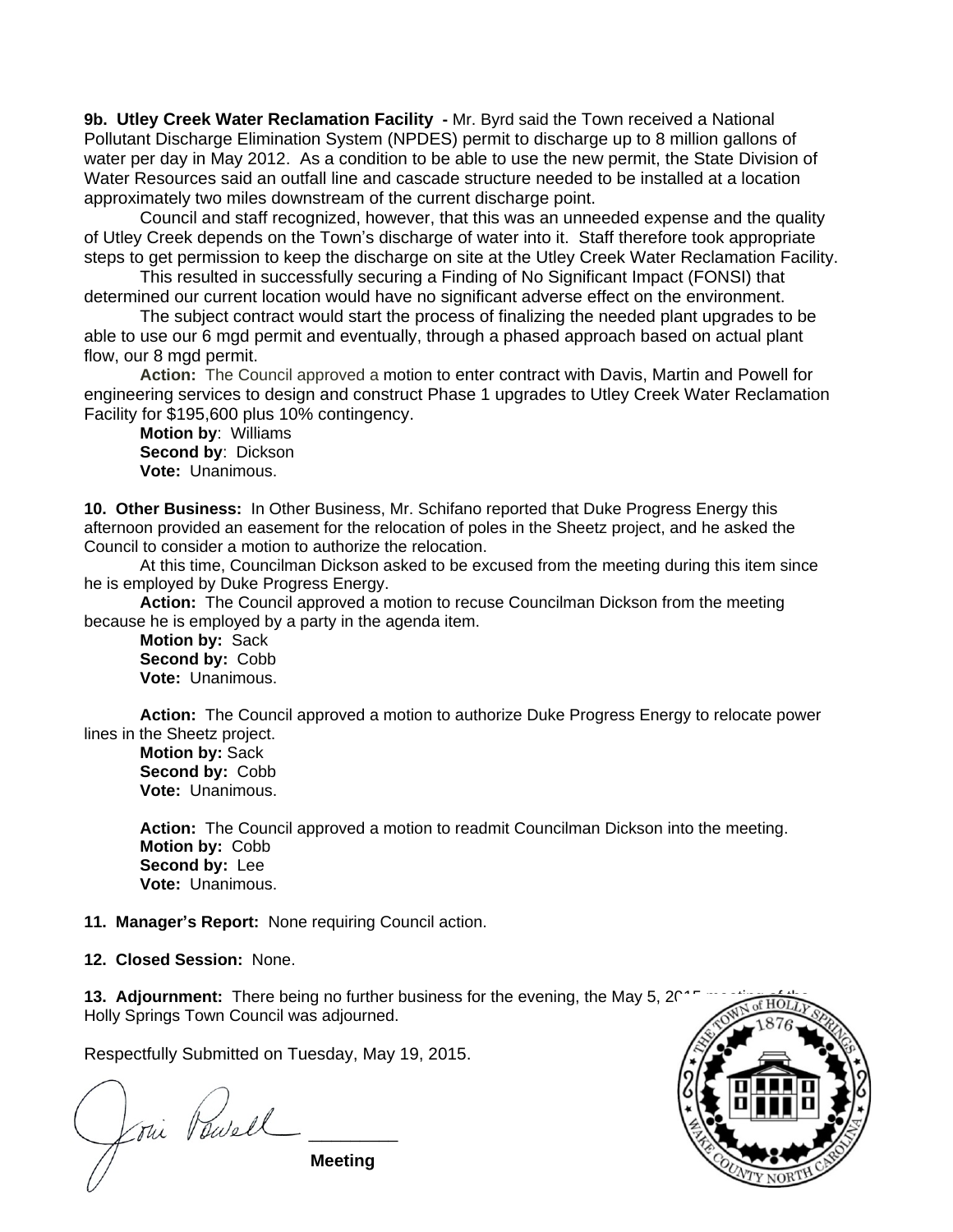**9b. Utley Creek Water Reclamation Facility -** Mr. Byrd said the Town received a National Pollutant Discharge Elimination System (NPDES) permit to discharge up to 8 million gallons of water per day in May 2012. As a condition to be able to use the new permit, the State Division of Water Resources said an outfall line and cascade structure needed to be installed at a location approximately two miles downstream of the current discharge point.

Council and staff recognized, however, that this was an unneeded expense and the quality of Utley Creek depends on the Town's discharge of water into it. Staff therefore took appropriate steps to get permission to keep the discharge on site at the Utley Creek Water Reclamation Facility.

This resulted in successfully securing a Finding of No Significant Impact (FONSI) that determined our current location would have no significant adverse effect on the environment.

The subject contract would start the process of finalizing the needed plant upgrades to be able to use our 6 mgd permit and eventually, through a phased approach based on actual plant flow, our 8 mgd permit.

**Action:** The Council approved a motion to enter contract with Davis, Martin and Powell for engineering services to design and construct Phase 1 upgrades to Utley Creek Water Reclamation Facility for $195,600 plus 10% contingency.

**Motion by**: Williams
**Second by**: Dickson
**Vote:** Unanimous.

**10. Other Business:** In Other Business, Mr. Schifano reported that Duke Progress Energy this afternoon provided an easement for the relocation of poles in the Sheetz project, and he asked the Council to consider a motion to authorize the relocation.

At this time, Councilman Dickson asked to be excused from the meeting during this item since he is employed by Duke Progress Energy.

**Action:** The Council approved a motion to recuse Councilman Dickson from the meeting because he is employed by a party in the agenda item.

**Motion by:** Sack
**Second by:** Cobb
**Vote:** Unanimous.

**Action:** The Council approved a motion to authorize Duke Progress Energy to relocate power lines in the Sheetz project.

**Motion by:** Sack
**Second by:** Cobb
**Vote:** Unanimous.

**Action:** The Council approved a motion to readmit Councilman Dickson into the meeting.

**Motion by:** Cobb
**Second by:** Lee
**Vote:** Unanimous.

**11. Manager's Report:** None requiring Council action.

**12. Closed Session:** None.

**13. Adjournment:** There being no further business for the evening, the May 5, 2015 meeting of the Holly Springs Town Council was adjourned.

Respectfully Submitted on Tuesday, May 19, 2015.

Joni Powell ________

**Meeting**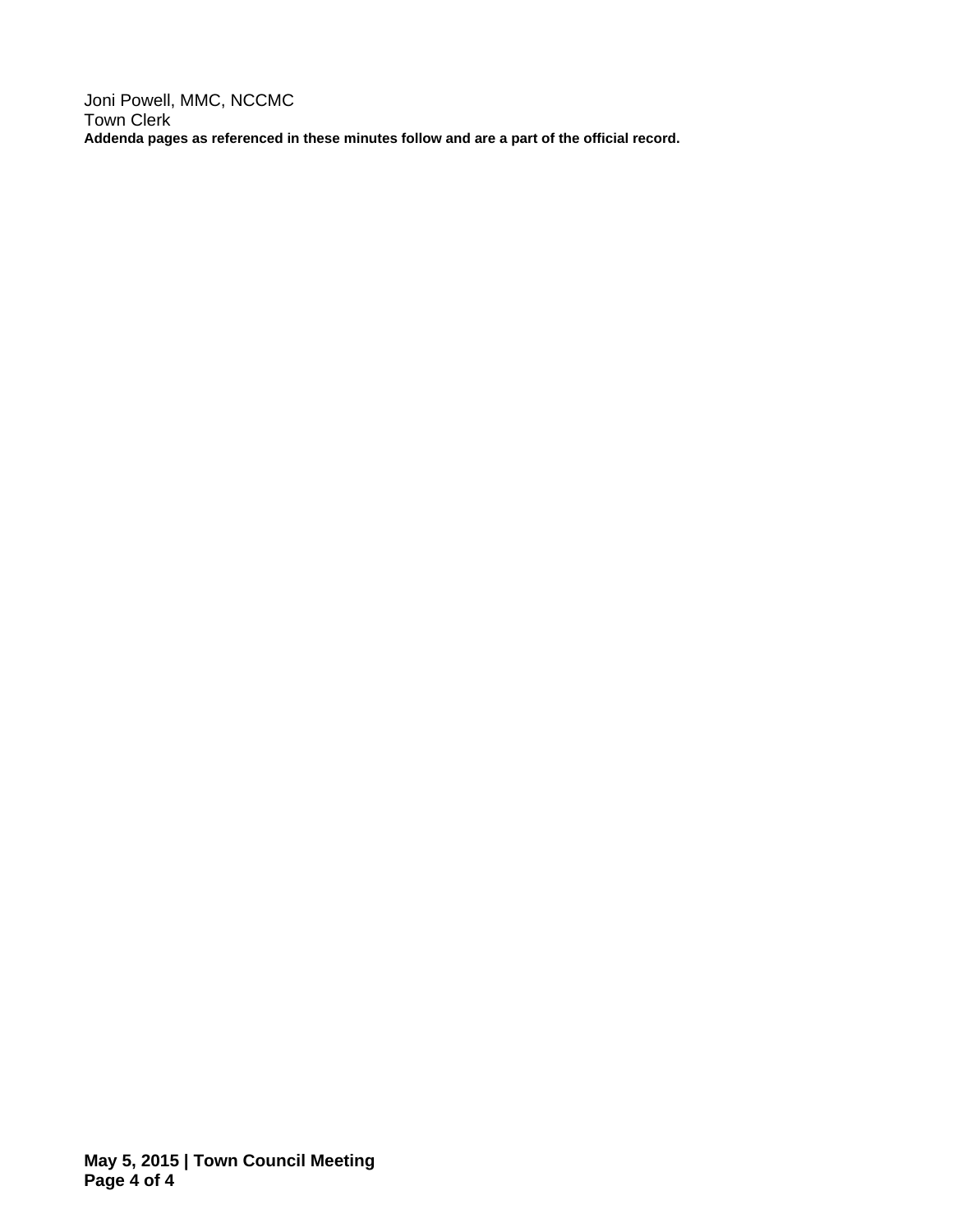Joni Powell, MMC, NCCMC
Town Clerk

**Addenda pages as referenced in these minutes follow and are a part of the official record.**